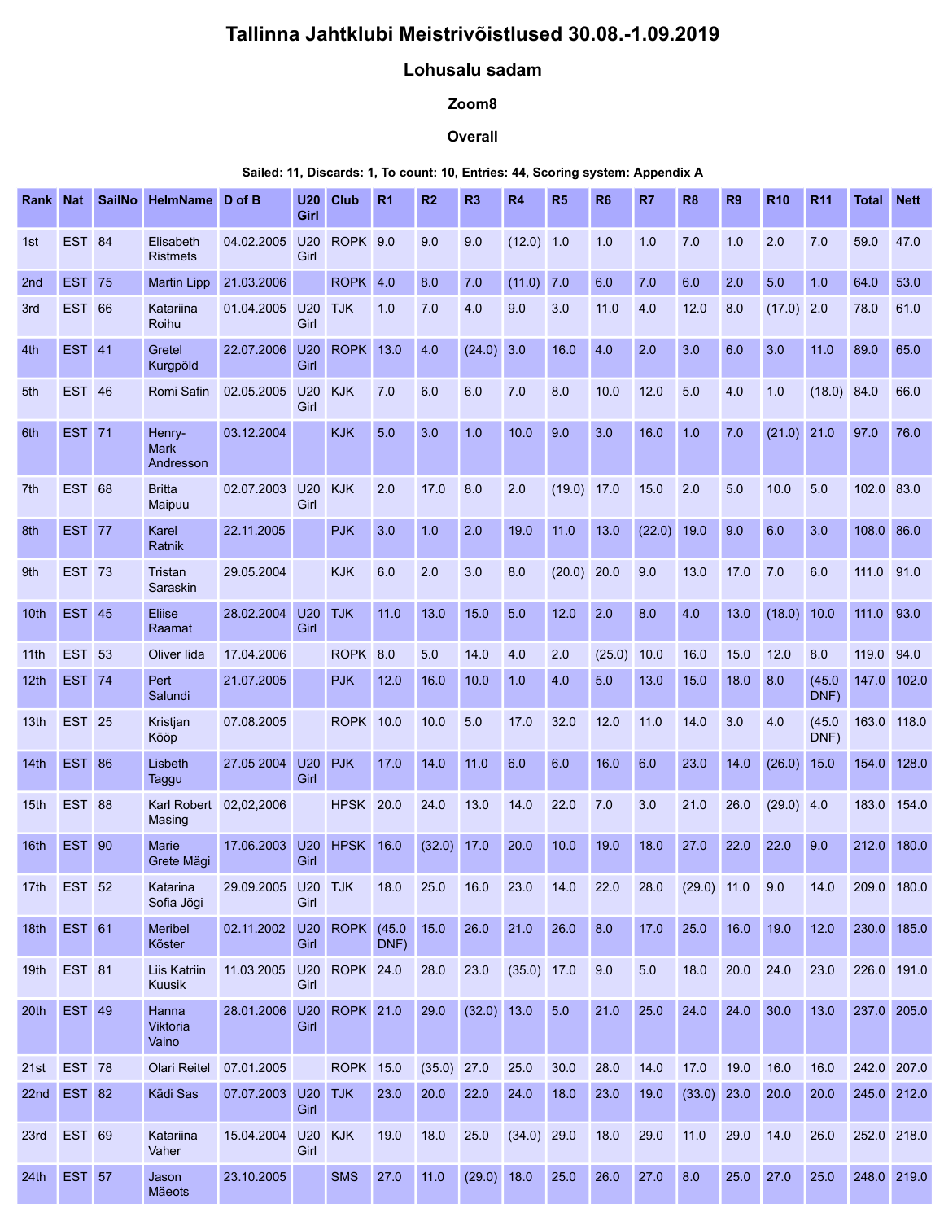# Tallinna Jahtklubi Meistrivõistlused 30.08.-1.09.2019

## Lohusalu sadam

### Zoom8

### Overall

**Sailed: 11, Discards: 1, To count: 10, Entries: 44, Scoring system: Appendix A**

| Rank | Nat | SailNo | HelmName | D of B | U20 Girl | Club | R1 | R2 | R3 | R4 | R5 | R6 | R7 | R8 | R9 | R10 | R11 | Total | Nett |
|---|---|---|---|---|---|---|---|---|---|---|---|---|---|---|---|---|---|---|---|
| 1st | EST | 84 | Elisabeth Ristmets | 04.02.2005 | U20 Girl | ROPK | 9.0 | 9.0 | 9.0 | (12.0) | 1.0 | 1.0 | 1.0 | 7.0 | 1.0 | 2.0 | 7.0 | 59.0 | 47.0 |
| 2nd | EST | 75 | Martin Lipp | 21.03.2006 | | ROPK | 4.0 | 8.0 | 7.0 | (11.0) | 7.0 | 6.0 | 7.0 | 6.0 | 2.0 | 5.0 | 1.0 | 64.0 | 53.0 |
| 3rd | EST | 66 | Katariina Roihu | 01.04.2005 | U20 Girl | TJK | 1.0 | 7.0 | 4.0 | 9.0 | 3.0 | 11.0 | 4.0 | 12.0 | 8.0 | (17.0) | 2.0 | 78.0 | 61.0 |
| 4th | EST | 41 | Gretel Kurgpõld | 22.07.2006 | U20 Girl | ROPK | 13.0 | 4.0 | (24.0) | 3.0 | 16.0 | 4.0 | 2.0 | 3.0 | 6.0 | 3.0 | 11.0 | 89.0 | 65.0 |
| 5th | EST | 46 | Romi Safin | 02.05.2005 | U20 Girl | KJK | 7.0 | 6.0 | 6.0 | 7.0 | 8.0 | 10.0 | 12.0 | 5.0 | 4.0 | 1.0 | (18.0) | 84.0 | 66.0 |
| 6th | EST | 71 | Henry-Mark Andresson | 03.12.2004 | | KJK | 5.0 | 3.0 | 1.0 | 10.0 | 9.0 | 3.0 | 16.0 | 1.0 | 7.0 | (21.0) | 21.0 | 97.0 | 76.0 |
| 7th | EST | 68 | Britta Maipuu | 02.07.2003 | U20 Girl | KJK | 2.0 | 17.0 | 8.0 | 2.0 | (19.0) | 17.0 | 15.0 | 2.0 | 5.0 | 10.0 | 5.0 | 102.0 | 83.0 |
| 8th | EST | 77 | Karel Ratnik | 22.11.2005 | | PJK | 3.0 | 1.0 | 2.0 | 19.0 | 11.0 | 13.0 | (22.0) | 19.0 | 9.0 | 6.0 | 3.0 | 108.0 | 86.0 |
| 9th | EST | 73 | Tristan Saraskin | 29.05.2004 | | KJK | 6.0 | 2.0 | 3.0 | 8.0 | (20.0) | 20.0 | 9.0 | 13.0 | 17.0 | 7.0 | 6.0 | 111.0 | 91.0 |
| 10th | EST | 45 | Eliise Raamat | 28.02.2004 | U20 Girl | TJK | 11.0 | 13.0 | 15.0 | 5.0 | 12.0 | 2.0 | 8.0 | 4.0 | 13.0 | (18.0) | 10.0 | 111.0 | 93.0 |
| 11th | EST | 53 | Oliver Iida | 17.04.2006 | | ROPK | 8.0 | 5.0 | 14.0 | 4.0 | 2.0 | (25.0) | 10.0 | 16.0 | 15.0 | 12.0 | 8.0 | 119.0 | 94.0 |
| 12th | EST | 74 | Pert Salundi | 21.07.2005 | | PJK | 12.0 | 16.0 | 10.0 | 1.0 | 4.0 | 5.0 | 13.0 | 15.0 | 18.0 | 8.0 | (45.0 DNF) | 147.0 | 102.0 |
| 13th | EST | 25 | Kristjan Kööp | 07.08.2005 | | ROPK | 10.0 | 10.0 | 5.0 | 17.0 | 32.0 | 12.0 | 11.0 | 14.0 | 3.0 | 4.0 | (45.0 DNF) | 163.0 | 118.0 |
| 14th | EST | 86 | Lisbeth Taggu | 27.05 2004 | U20 Girl | PJK | 17.0 | 14.0 | 11.0 | 6.0 | 6.0 | 16.0 | 6.0 | 23.0 | 14.0 | (26.0) | 15.0 | 154.0 | 128.0 |
| 15th | EST | 88 | Karl Robert Masing | 02,02,2006 | | HPSK | 20.0 | 24.0 | 13.0 | 14.0 | 22.0 | 7.0 | 3.0 | 21.0 | 26.0 | (29.0) | 4.0 | 183.0 | 154.0 |
| 16th | EST | 90 | Marie Grete Mägi | 17.06.2003 | U20 Girl | HPSK | 16.0 | (32.0) | 17.0 | 20.0 | 10.0 | 19.0 | 18.0 | 27.0 | 22.0 | 22.0 | 9.0 | 212.0 | 180.0 |
| 17th | EST | 52 | Katarina Sofia Jõgi | 29.09.2005 | U20 Girl | TJK | 18.0 | 25.0 | 16.0 | 23.0 | 14.0 | 22.0 | 28.0 | (29.0) | 11.0 | 9.0 | 14.0 | 209.0 | 180.0 |
| 18th | EST | 61 | Meribel Köster | 02.11.2002 | U20 Girl | ROPK | (45.0 DNF) | 15.0 | 26.0 | 21.0 | 26.0 | 8.0 | 17.0 | 25.0 | 16.0 | 19.0 | 12.0 | 230.0 | 185.0 |
| 19th | EST | 81 | Liis Katriin Kuusik | 11.03.2005 | U20 Girl | ROPK | 24.0 | 28.0 | 23.0 | (35.0) | 17.0 | 9.0 | 5.0 | 18.0 | 20.0 | 24.0 | 23.0 | 226.0 | 191.0 |
| 20th | EST | 49 | Hanna Viktoria Vaino | 28.01.2006 | U20 Girl | ROPK | 21.0 | 29.0 | (32.0) | 13.0 | 5.0 | 21.0 | 25.0 | 24.0 | 24.0 | 30.0 | 13.0 | 237.0 | 205.0 |
| 21st | EST | 78 | Olari Reitel | 07.01.2005 | | ROPK | 15.0 | (35.0) | 27.0 | 25.0 | 30.0 | 28.0 | 14.0 | 17.0 | 19.0 | 16.0 | 16.0 | 242.0 | 207.0 |
| 22nd | EST | 82 | Kädi Sas | 07.07.2003 | U20 Girl | TJK | 23.0 | 20.0 | 22.0 | 24.0 | 18.0 | 23.0 | 19.0 | (33.0) | 23.0 | 20.0 | 20.0 | 245.0 | 212.0 |
| 23rd | EST | 69 | Katariina Vaher | 15.04.2004 | U20 Girl | KJK | 19.0 | 18.0 | 25.0 | (34.0) | 29.0 | 18.0 | 29.0 | 11.0 | 29.0 | 14.0 | 26.0 | 252.0 | 218.0 |
| 24th | EST | 57 | Jason Mäeots | 23.10.2005 | | SMS | 27.0 | 11.0 | (29.0) | 18.0 | 25.0 | 26.0 | 27.0 | 8.0 | 25.0 | 27.0 | 25.0 | 248.0 | 219.0 |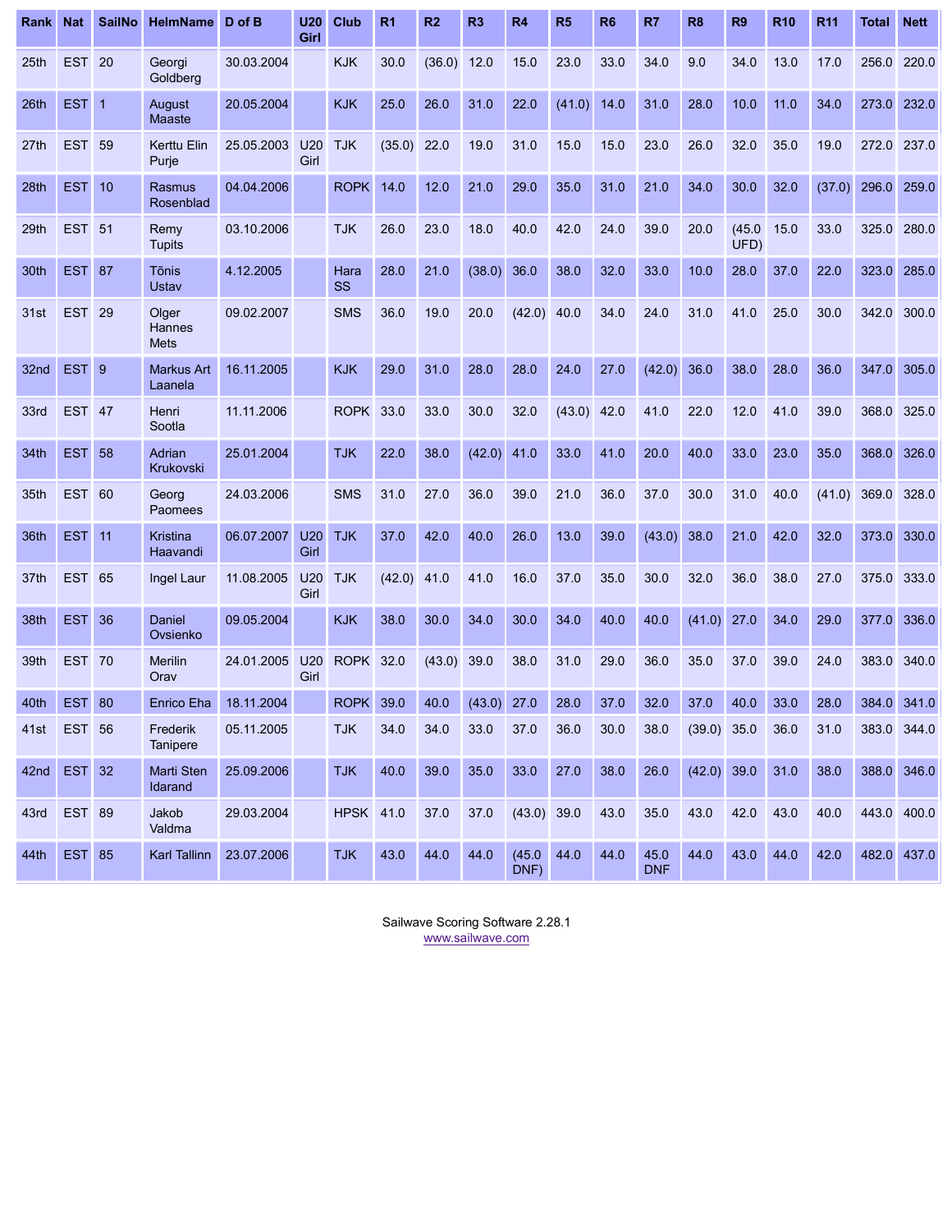| Rank | Nat | SailNo | HelmName | D of B | U20 Girl | Club | R1 | R2 | R3 | R4 | R5 | R6 | R7 | R8 | R9 | R10 | R11 | Total | Nett |
|---|---|---|---|---|---|---|---|---|---|---|---|---|---|---|---|---|---|---|---|
| 25th | EST | 20 | Georgi Goldberg | 30.03.2004 | | KJK | 30.0 | (36.0) | 12.0 | 15.0 | 23.0 | 33.0 | 34.0 | 9.0 | 34.0 | 13.0 | 17.0 | 256.0 | 220.0 |
| 26th | EST | 1 | August Maaste | 20.05.2004 | | KJK | 25.0 | 26.0 | 31.0 | 22.0 | (41.0) | 14.0 | 31.0 | 28.0 | 10.0 | 11.0 | 34.0 | 273.0 | 232.0 |
| 27th | EST | 59 | Kerttu Elin Purje | 25.05.2003 | U20 Girl | TJK | (35.0) | 22.0 | 19.0 | 31.0 | 15.0 | 15.0 | 23.0 | 26.0 | 32.0 | 35.0 | 19.0 | 272.0 | 237.0 |
| 28th | EST | 10 | Rasmus Rosenblad | 04.04.2006 | | ROPK | 14.0 | 12.0 | 21.0 | 29.0 | 35.0 | 31.0 | 21.0 | 34.0 | 30.0 | 32.0 | (37.0) | 296.0 | 259.0 |
| 29th | EST | 51 | Remy Tupits | 03.10.2006 | | TJK | 26.0 | 23.0 | 18.0 | 40.0 | 42.0 | 24.0 | 39.0 | 20.0 | (45.0 UFD) | 15.0 | 33.0 | 325.0 | 280.0 |
| 30th | EST | 87 | Tõnis Ustav | 4.12.2005 | | Hara SS | 28.0 | 21.0 | (38.0) | 36.0 | 38.0 | 32.0 | 33.0 | 10.0 | 28.0 | 37.0 | 22.0 | 323.0 | 285.0 |
| 31st | EST | 29 | Olger Hannes Mets | 09.02.2007 | | SMS | 36.0 | 19.0 | 20.0 | (42.0) | 40.0 | 34.0 | 24.0 | 31.0 | 41.0 | 25.0 | 30.0 | 342.0 | 300.0 |
| 32nd | EST | 9 | Markus Art Laanela | 16.11.2005 | | KJK | 29.0 | 31.0 | 28.0 | 28.0 | 24.0 | 27.0 | (42.0) | 36.0 | 38.0 | 28.0 | 36.0 | 347.0 | 305.0 |
| 33rd | EST | 47 | Henri Sootla | 11.11.2006 | | ROPK | 33.0 | 33.0 | 30.0 | 32.0 | (43.0) | 42.0 | 41.0 | 22.0 | 12.0 | 41.0 | 39.0 | 368.0 | 325.0 |
| 34th | EST | 58 | Adrian Krukovski | 25.01.2004 | | TJK | 22.0 | 38.0 | (42.0) | 41.0 | 33.0 | 41.0 | 20.0 | 40.0 | 33.0 | 23.0 | 35.0 | 368.0 | 326.0 |
| 35th | EST | 60 | Georg Paomees | 24.03.2006 | | SMS | 31.0 | 27.0 | 36.0 | 39.0 | 21.0 | 36.0 | 37.0 | 30.0 | 31.0 | 40.0 | (41.0) | 369.0 | 328.0 |
| 36th | EST | 11 | Kristina Haavandi | 06.07.2007 | U20 Girl | TJK | 37.0 | 42.0 | 40.0 | 26.0 | 13.0 | 39.0 | (43.0) | 38.0 | 21.0 | 42.0 | 32.0 | 373.0 | 330.0 |
| 37th | EST | 65 | Ingel Laur | 11.08.2005 | U20 Girl | TJK | (42.0) | 41.0 | 41.0 | 16.0 | 37.0 | 35.0 | 30.0 | 32.0 | 36.0 | 38.0 | 27.0 | 375.0 | 333.0 |
| 38th | EST | 36 | Daniel Ovsienko | 09.05.2004 | | KJK | 38.0 | 30.0 | 34.0 | 30.0 | 34.0 | 40.0 | 40.0 | (41.0) | 27.0 | 34.0 | 29.0 | 377.0 | 336.0 |
| 39th | EST | 70 | Merilin Orav | 24.01.2005 | U20 Girl | ROPK | 32.0 | (43.0) | 39.0 | 38.0 | 31.0 | 29.0 | 36.0 | 35.0 | 37.0 | 39.0 | 24.0 | 383.0 | 340.0 |
| 40th | EST | 80 | Enrico Eha | 18.11.2004 | | ROPK | 39.0 | 40.0 | (43.0) | 27.0 | 28.0 | 37.0 | 32.0 | 37.0 | 40.0 | 33.0 | 28.0 | 384.0 | 341.0 |
| 41st | EST | 56 | Frederik Tanipere | 05.11.2005 | | TJK | 34.0 | 34.0 | 33.0 | 37.0 | 36.0 | 30.0 | 38.0 | (39.0) | 35.0 | 36.0 | 31.0 | 383.0 | 344.0 |
| 42nd | EST | 32 | Marti Sten Idarand | 25.09.2006 | | TJK | 40.0 | 39.0 | 35.0 | 33.0 | 27.0 | 38.0 | 26.0 | (42.0) | 39.0 | 31.0 | 38.0 | 388.0 | 346.0 |
| 43rd | EST | 89 | Jakob Valdma | 29.03.2004 | | HPSK | 41.0 | 37.0 | 37.0 | (43.0) | 39.0 | 43.0 | 35.0 | 43.0 | 42.0 | 43.0 | 40.0 | 443.0 | 400.0 |
| 44th | EST | 85 | Karl Tallinn | 23.07.2006 | | TJK | 43.0 | 44.0 | 44.0 | (45.0 DNF) | 44.0 | 44.0 | 45.0 DNF | 44.0 | 43.0 | 44.0 | 42.0 | 482.0 | 437.0 |

Sailwave Scoring Software 2.28.1
www.sailwave.com